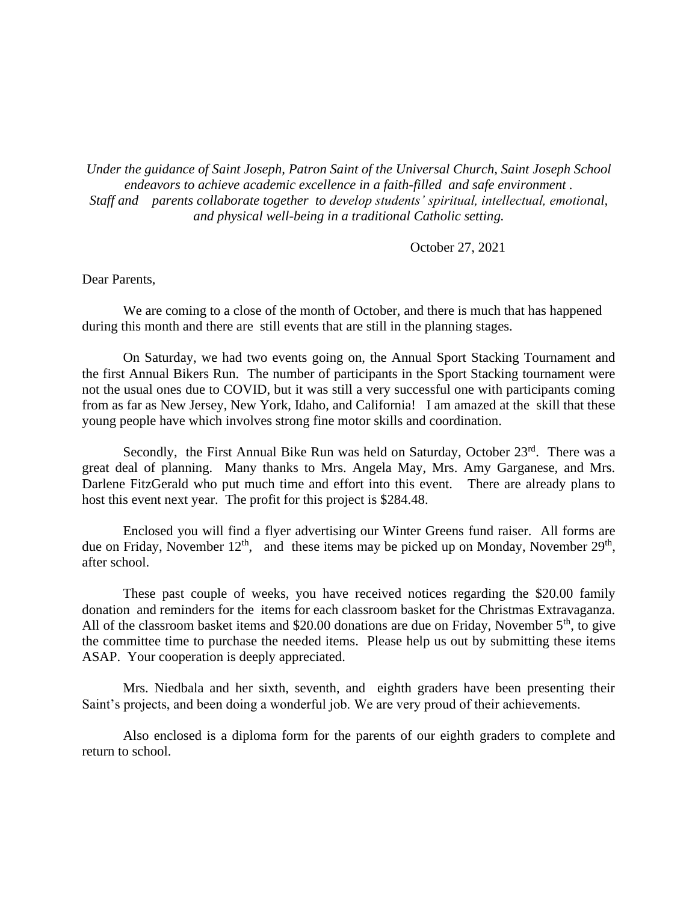*Under the guidance of Saint Joseph, Patron Saint of the Universal Church, Saint Joseph School endeavors to achieve academic excellence in a faith-filled and safe environment . Staff and parents collaborate together to develop students' spiritual, intellectual, emotional, and physical well-being in a traditional Catholic setting.*

October 27, 2021

Dear Parents,

We are coming to a close of the month of October, and there is much that has happened during this month and there are still events that are still in the planning stages.

On Saturday, we had two events going on, the Annual Sport Stacking Tournament and the first Annual Bikers Run. The number of participants in the Sport Stacking tournament were not the usual ones due to COVID, but it was still a very successful one with participants coming from as far as New Jersey, New York, Idaho, and California! I am amazed at the skill that these young people have which involves strong fine motor skills and coordination.

Secondly, the First Annual Bike Run was held on Saturday, October 23rd. There was a great deal of planning. Many thanks to Mrs. Angela May, Mrs. Amy Garganese, and Mrs. Darlene FitzGerald who put much time and effort into this event. There are already plans to host this event next year. The profit for this project is $284.48.

Enclosed you will find a flyer advertising our Winter Greens fund raiser. All forms are due on Friday, November 12th, and these items may be picked up on Monday, November 29th, after school.

These past couple of weeks, you have received notices regarding the $20.00 family donation and reminders for the items for each classroom basket for the Christmas Extravaganza. All of the classroom basket items and $20.00 donations are due on Friday, November 5th, to give the committee time to purchase the needed items. Please help us out by submitting these items ASAP. Your cooperation is deeply appreciated.

Mrs. Niedbala and her sixth, seventh, and eighth graders have been presenting their Saint's projects, and been doing a wonderful job. We are very proud of their achievements.

Also enclosed is a diploma form for the parents of our eighth graders to complete and return to school.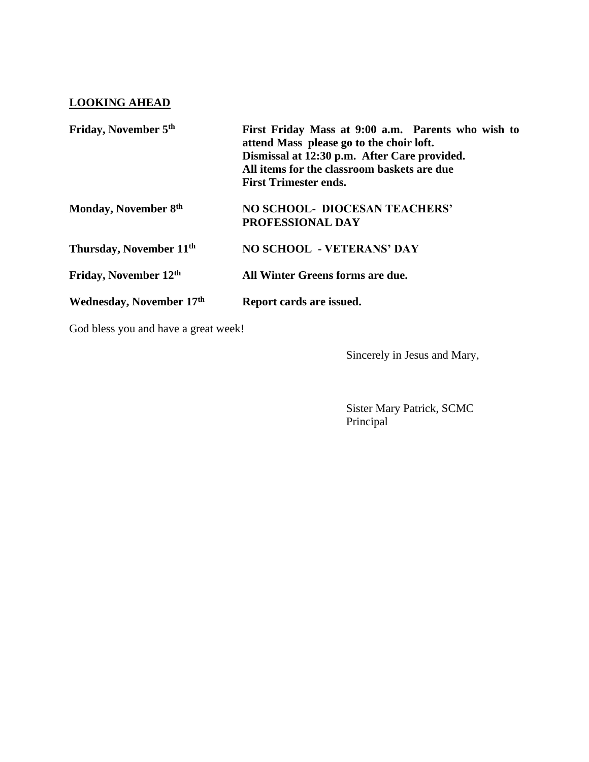**LOOKING AHEAD**

| | |
|---|---|
| **Friday, November 5th** | **First Friday Mass at 9:00 a.m. Parents who wish to attend Mass please go to the choir loft.<br>Dismissal at 12:30 p.m. After Care provided.<br>All items for the classroom baskets are due<br>First Trimester ends.** |
| **Monday, November 8th** | **NO SCHOOL- DIOCESAN TEACHERS' PROFESSIONAL DAY** |
| **Thursday, November 11th** | **NO SCHOOL - VETERANS' DAY** |
| **Friday, November 12th** | **All Winter Greens forms are due.** |
| **Wednesday, November 17th** | **Report cards are issued.** |

God bless you and have a great week!

Sincerely in Jesus and Mary,

Sister Mary Patrick, SCMC
Principal